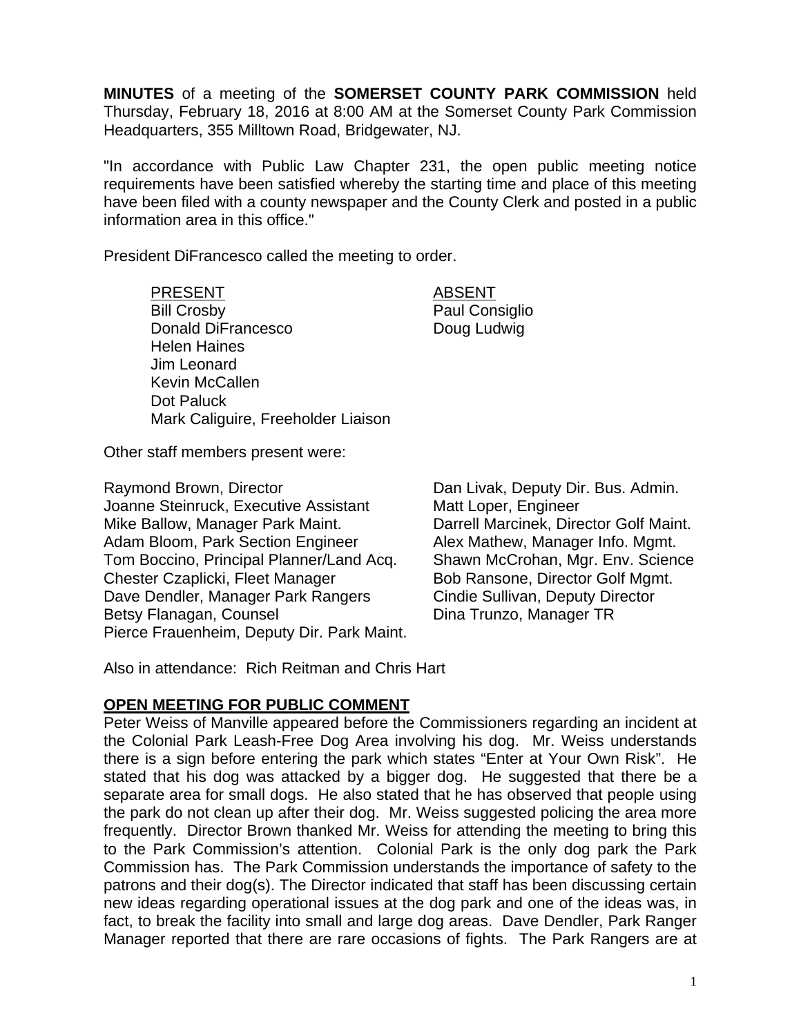**MINUTES** of a meeting of the **SOMERSET COUNTY PARK COMMISSION** held Thursday, February 18, 2016 at 8:00 AM at the Somerset County Park Commission Headquarters, 355 Milltown Road, Bridgewater, NJ.

"In accordance with Public Law Chapter 231, the open public meeting notice requirements have been satisfied whereby the starting time and place of this meeting have been filed with a county newspaper and the County Clerk and posted in a public information area in this office."

President DiFrancesco called the meeting to order.

| PRESENT | ABSENT |
| --- | --- |
| Bill Crosby | Paul Consiglio |
| Donald DiFrancesco | Doug Ludwig |
| Helen Haines | |
| Jim Leonard | |
| Kevin McCallen | |
| Dot Paluck | |
| Mark Caliguire, Freeholder Liaison | |

Other staff members present were:

Raymond Brown, Director
Joanne Steinruck, Executive Assistant
Mike Ballow, Manager Park Maint.
Adam Bloom, Park Section Engineer
Tom Boccino, Principal Planner/Land Acq.
Chester Czaplicki, Fleet Manager
Dave Dendler, Manager Park Rangers
Betsy Flanagan, Counsel
Pierce Frauenheim, Deputy Dir. Park Maint.
Dan Livak, Deputy Dir. Bus. Admin.
Matt Loper, Engineer
Darrell Marcinek, Director Golf Maint.
Alex Mathew, Manager Info. Mgmt.
Shawn McCrohan, Mgr. Env. Science
Bob Ransone, Director Golf Mgmt.
Cindie Sullivan, Deputy Director
Dina Trunzo, Manager TR

Also in attendance: Rich Reitman and Chris Hart

## OPEN MEETING FOR PUBLIC COMMENT

Peter Weiss of Manville appeared before the Commissioners regarding an incident at the Colonial Park Leash-Free Dog Area involving his dog. Mr. Weiss understands there is a sign before entering the park which states "Enter at Your Own Risk". He stated that his dog was attacked by a bigger dog. He suggested that there be a separate area for small dogs. He also stated that he has observed that people using the park do not clean up after their dog. Mr. Weiss suggested policing the area more frequently. Director Brown thanked Mr. Weiss for attending the meeting to bring this to the Park Commission's attention. Colonial Park is the only dog park the Park Commission has. The Park Commission understands the importance of safety to the patrons and their dog(s). The Director indicated that staff has been discussing certain new ideas regarding operational issues at the dog park and one of the ideas was, in fact, to break the facility into small and large dog areas. Dave Dendler, Park Ranger Manager reported that there are rare occasions of fights. The Park Rangers are at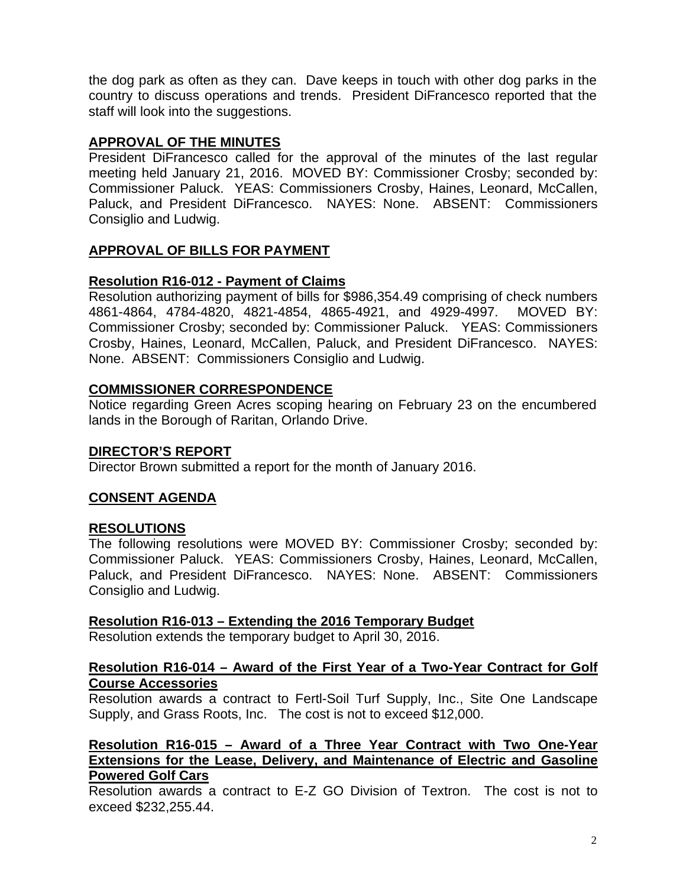the dog park as often as they can. Dave keeps in touch with other dog parks in the country to discuss operations and trends. President DiFrancesco reported that the staff will look into the suggestions.

## APPROVAL OF THE MINUTES

President DiFrancesco called for the approval of the minutes of the last regular meeting held January 21, 2016. MOVED BY: Commissioner Crosby; seconded by: Commissioner Paluck. YEAS: Commissioners Crosby, Haines, Leonard, McCallen, Paluck, and President DiFrancesco. NAYES: None. ABSENT: Commissioners Consiglio and Ludwig.

## APPROVAL OF BILLS FOR PAYMENT

### Resolution R16-012 - Payment of Claims

Resolution authorizing payment of bills for $986,354.49 comprising of check numbers 4861-4864, 4784-4820, 4821-4854, 4865-4921, and 4929-4997. MOVED BY: Commissioner Crosby; seconded by: Commissioner Paluck. YEAS: Commissioners Crosby, Haines, Leonard, McCallen, Paluck, and President DiFrancesco. NAYES: None. ABSENT: Commissioners Consiglio and Ludwig.

## COMMISSIONER CORRESPONDENCE

Notice regarding Green Acres scoping hearing on February 23 on the encumbered lands in the Borough of Raritan, Orlando Drive.

## DIRECTOR'S REPORT

Director Brown submitted a report for the month of January 2016.

## CONSENT AGENDA

## RESOLUTIONS

The following resolutions were MOVED BY: Commissioner Crosby; seconded by: Commissioner Paluck. YEAS: Commissioners Crosby, Haines, Leonard, McCallen, Paluck, and President DiFrancesco. NAYES: None. ABSENT: Commissioners Consiglio and Ludwig.

### Resolution R16-013 – Extending the 2016 Temporary Budget

Resolution extends the temporary budget to April 30, 2016.

### Resolution R16-014 – Award of the First Year of a Two-Year Contract for Golf Course Accessories

Resolution awards a contract to Fertl-Soil Turf Supply, Inc., Site One Landscape Supply, and Grass Roots, Inc. The cost is not to exceed $12,000.

### Resolution R16-015 – Award of a Three Year Contract with Two One-Year Extensions for the Lease, Delivery, and Maintenance of Electric and Gasoline Powered Golf Cars

Resolution awards a contract to E-Z GO Division of Textron. The cost is not to exceed $232,255.44.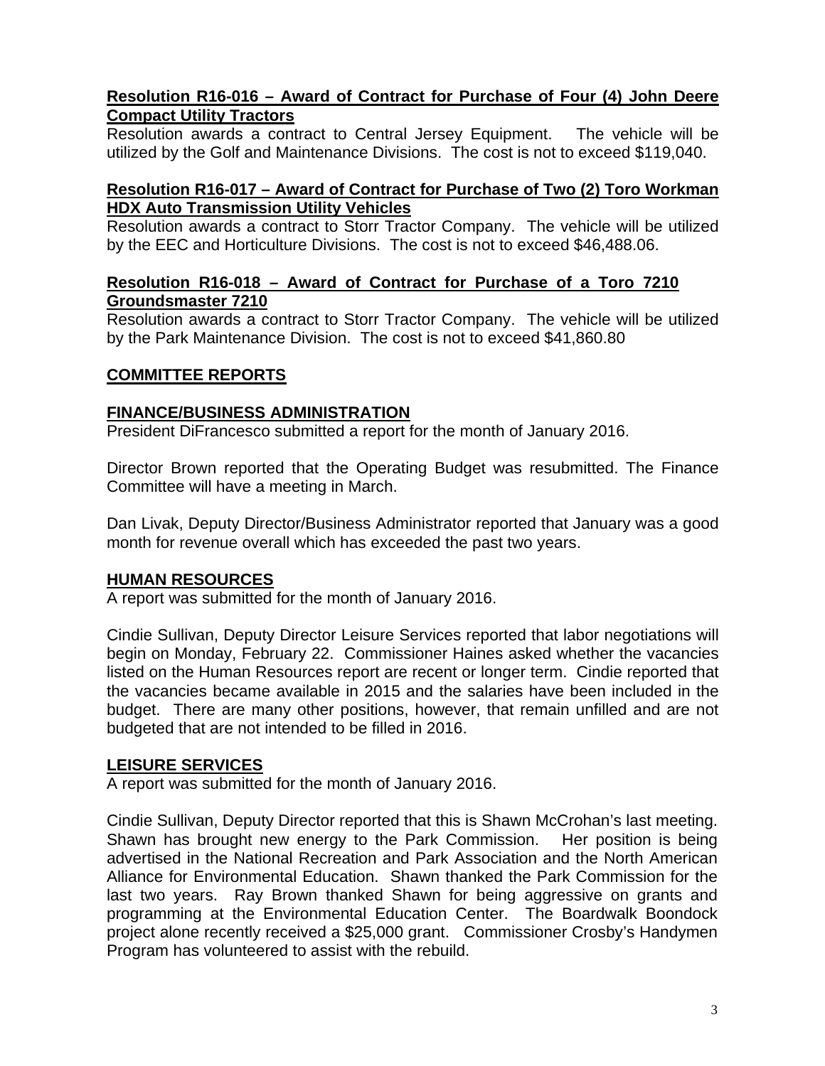**Resolution R16-016 – Award of Contract for Purchase of Four (4) John Deere Compact Utility Tractors**

Resolution awards a contract to Central Jersey Equipment. The vehicle will be utilized by the Golf and Maintenance Divisions. The cost is not to exceed $119,040.

**Resolution R16-017 – Award of Contract for Purchase of Two (2) Toro Workman HDX Auto Transmission Utility Vehicles**

Resolution awards a contract to Storr Tractor Company. The vehicle will be utilized by the EEC and Horticulture Divisions. The cost is not to exceed $46,488.06.

**Resolution R16-018 – Award of Contract for Purchase of a Toro 7210 Groundsmaster 7210**

Resolution awards a contract to Storr Tractor Company. The vehicle will be utilized by the Park Maintenance Division. The cost is not to exceed $41,860.80

## COMMITTEE REPORTS

### FINANCE/BUSINESS ADMINISTRATION

President DiFrancesco submitted a report for the month of January 2016.

Director Brown reported that the Operating Budget was resubmitted. The Finance Committee will have a meeting in March.

Dan Livak, Deputy Director/Business Administrator reported that January was a good month for revenue overall which has exceeded the past two years.

### HUMAN RESOURCES

A report was submitted for the month of January 2016.

Cindie Sullivan, Deputy Director Leisure Services reported that labor negotiations will begin on Monday, February 22. Commissioner Haines asked whether the vacancies listed on the Human Resources report are recent or longer term. Cindie reported that the vacancies became available in 2015 and the salaries have been included in the budget. There are many other positions, however, that remain unfilled and are not budgeted that are not intended to be filled in 2016.

### LEISURE SERVICES

A report was submitted for the month of January 2016.

Cindie Sullivan, Deputy Director reported that this is Shawn McCrohan's last meeting. Shawn has brought new energy to the Park Commission. Her position is being advertised in the National Recreation and Park Association and the North American Alliance for Environmental Education. Shawn thanked the Park Commission for the last two years. Ray Brown thanked Shawn for being aggressive on grants and programming at the Environmental Education Center. The Boardwalk Boondock project alone recently received a $25,000 grant. Commissioner Crosby's Handymen Program has volunteered to assist with the rebuild.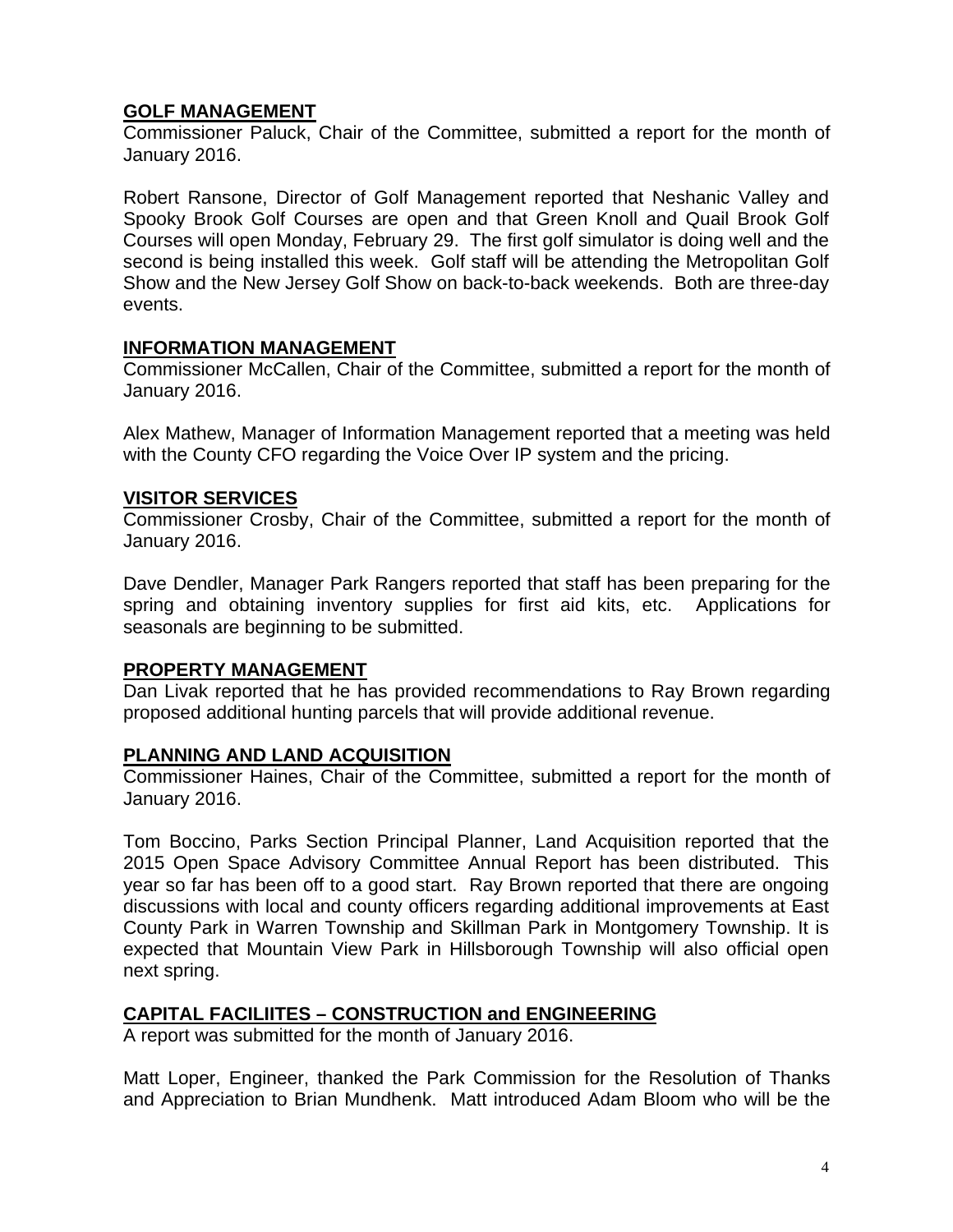**GOLF MANAGEMENT**

Commissioner Paluck, Chair of the Committee, submitted a report for the month of January 2016.

Robert Ransone, Director of Golf Management reported that Neshanic Valley and Spooky Brook Golf Courses are open and that Green Knoll and Quail Brook Golf Courses will open Monday, February 29. The first golf simulator is doing well and the second is being installed this week. Golf staff will be attending the Metropolitan Golf Show and the New Jersey Golf Show on back-to-back weekends. Both are three-day events.

**INFORMATION MANAGEMENT**

Commissioner McCallen, Chair of the Committee, submitted a report for the month of January 2016.

Alex Mathew, Manager of Information Management reported that a meeting was held with the County CFO regarding the Voice Over IP system and the pricing.

**VISITOR SERVICES**

Commissioner Crosby, Chair of the Committee, submitted a report for the month of January 2016.

Dave Dendler, Manager Park Rangers reported that staff has been preparing for the spring and obtaining inventory supplies for first aid kits, etc. Applications for seasonals are beginning to be submitted.

**PROPERTY MANAGEMENT**

Dan Livak reported that he has provided recommendations to Ray Brown regarding proposed additional hunting parcels that will provide additional revenue.

**PLANNING AND LAND ACQUISITION**

Commissioner Haines, Chair of the Committee, submitted a report for the month of January 2016.

Tom Boccino, Parks Section Principal Planner, Land Acquisition reported that the 2015 Open Space Advisory Committee Annual Report has been distributed. This year so far has been off to a good start. Ray Brown reported that there are ongoing discussions with local and county officers regarding additional improvements at East County Park in Warren Township and Skillman Park in Montgomery Township. It is expected that Mountain View Park in Hillsborough Township will also official open next spring.

**CAPITAL FACILIITES – CONSTRUCTION and ENGINEERING**

A report was submitted for the month of January 2016.

Matt Loper, Engineer, thanked the Park Commission for the Resolution of Thanks and Appreciation to Brian Mundhenk. Matt introduced Adam Bloom who will be the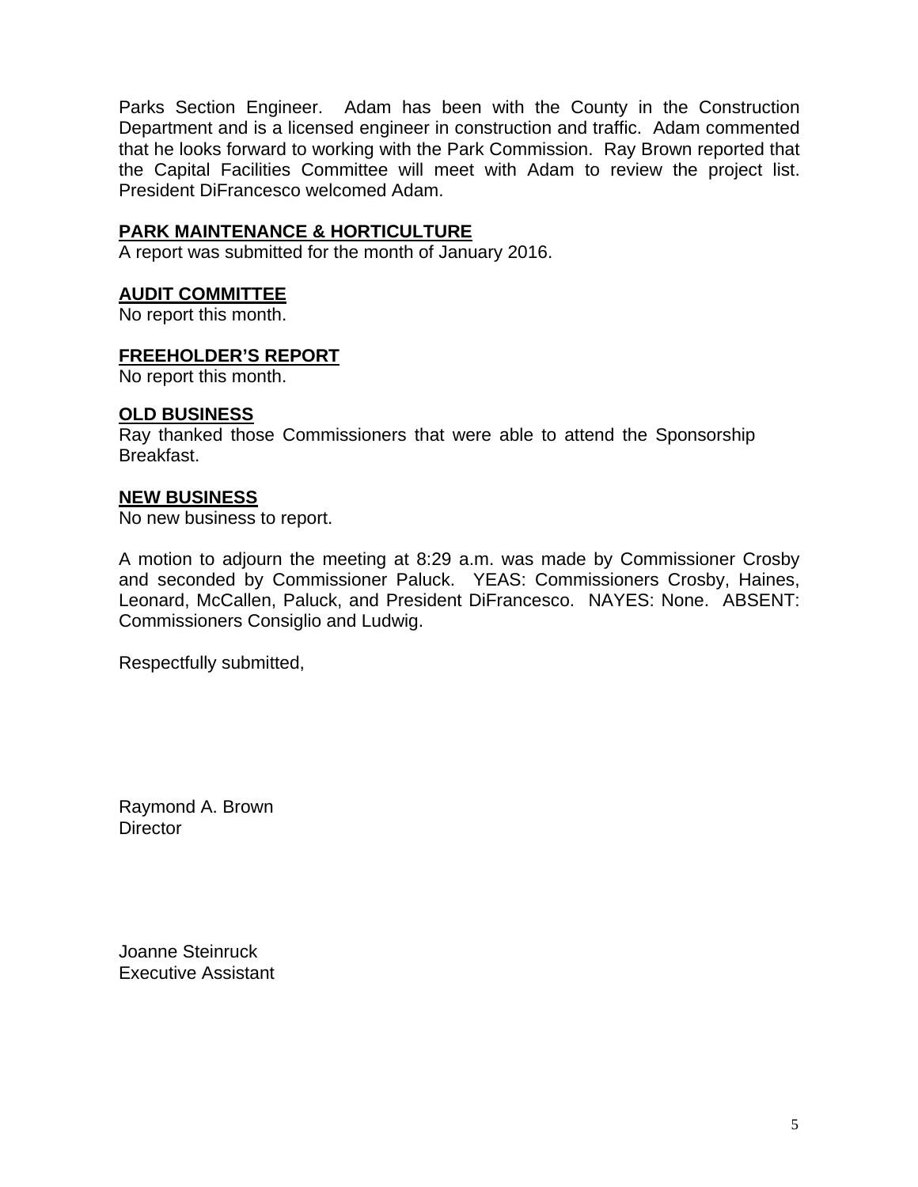Parks Section Engineer. Adam has been with the County in the Construction Department and is a licensed engineer in construction and traffic. Adam commented that he looks forward to working with the Park Commission. Ray Brown reported that the Capital Facilities Committee will meet with Adam to review the project list. President DiFrancesco welcomed Adam.

**PARK MAINTENANCE & HORTICULTURE**

A report was submitted for the month of January 2016.

**AUDIT COMMITTEE**

No report this month.

**FREEHOLDER'S REPORT**

No report this month.

**OLD BUSINESS**

Ray thanked those Commissioners that were able to attend the Sponsorship Breakfast.

**NEW BUSINESS**

No new business to report.

A motion to adjourn the meeting at 8:29 a.m. was made by Commissioner Crosby and seconded by Commissioner Paluck. YEAS: Commissioners Crosby, Haines, Leonard, McCallen, Paluck, and President DiFrancesco. NAYES: None. ABSENT: Commissioners Consiglio and Ludwig.

Respectfully submitted,

Raymond A. Brown
Director

Joanne Steinruck
Executive Assistant